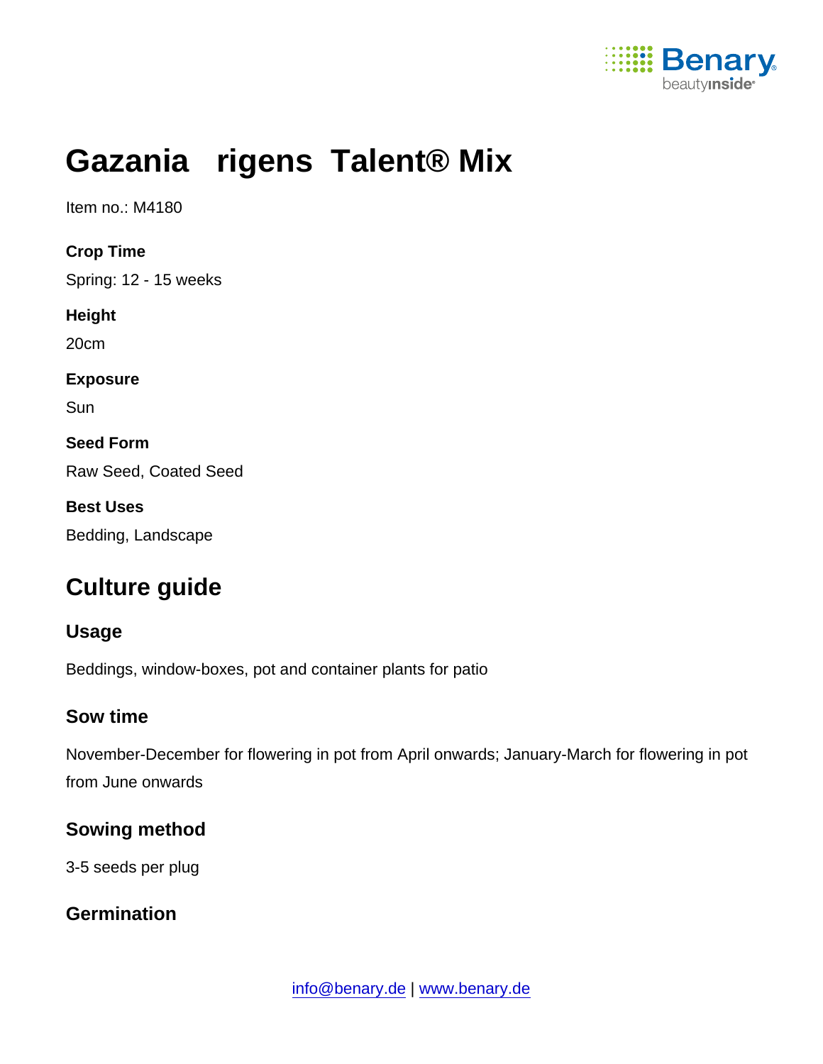# Gazania rigens Talent® Mix

Item no.: M4180

**Crop Time**

Spring: 12 - 15 weeks

**Height**

20cm

**Exposure**

Sun

**Seed Form**

Raw Seed, Coated Seed

**Best Uses**

Bedding, Landscape

## Culture guide

### Usage

Beddings, window-boxes, pot and container plants for patio

### Sow time

November-December for flowering in pot from April onwards; January-March for flowering in pot from June onwards

### Sowing method

3-5 seeds per plug

### Germination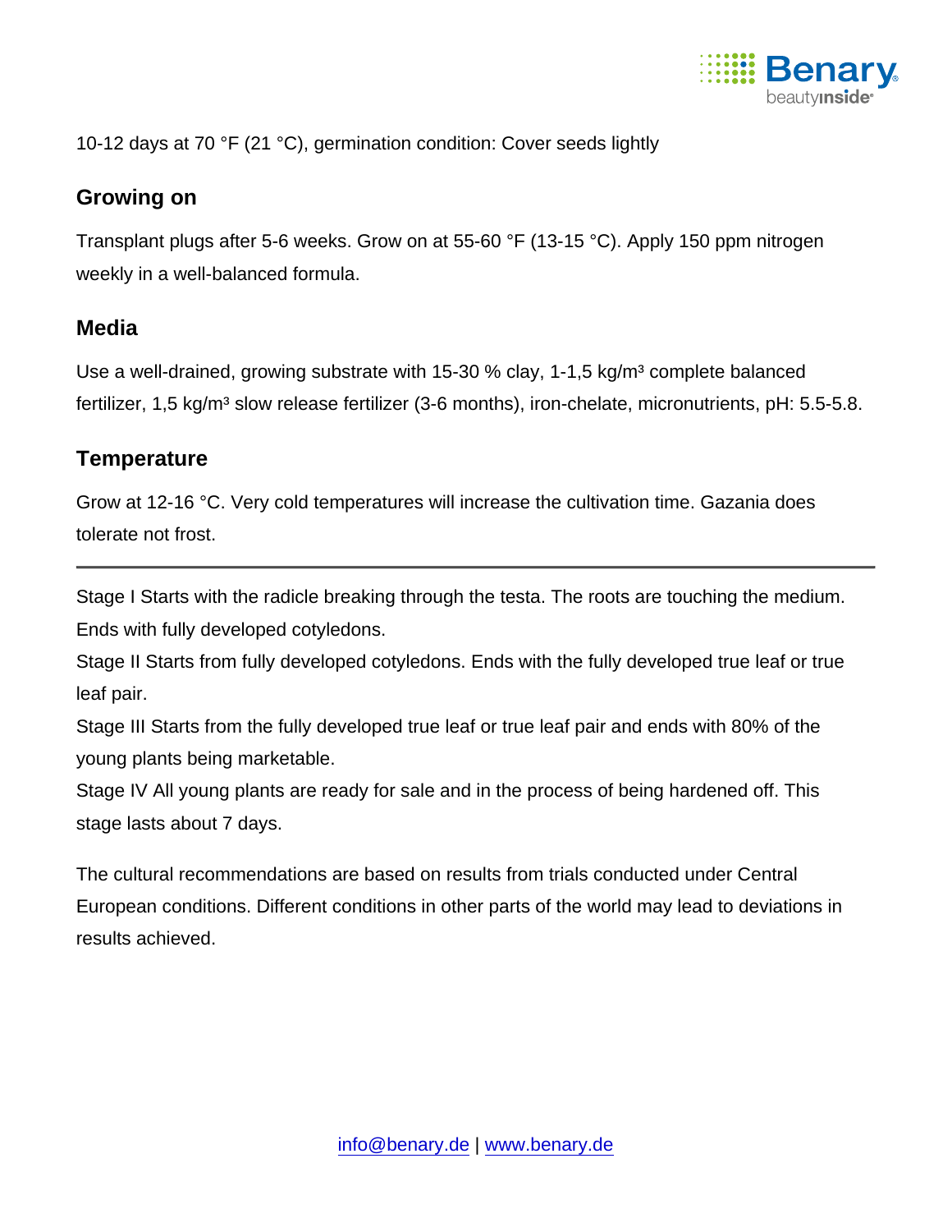10-12 days at 70 °F (21 °C), germination condition: Cover seeds lightly

## Growing on

Transplant plugs after 5-6 weeks. Grow on at 55-60 °F (13-15 °C). Apply 150 ppm nitrogen weekly in a well-balanced formula.

## Media

Use a well-drained, growing substrate with 15-30 % clay, 1-1,5 kg/m³ complete balanced fertilizer, 1,5 kg/m³ slow release fertilizer (3-6 months), iron-chelate, micronutrients, pH: 5.5-5.8.

## Temperature

Grow at 12-16 °C. Very cold temperatures will increase the cultivation time. Gazania does tolerate not frost.

---

Stage I Starts with the radicle breaking through the testa. The roots are touching the medium. Ends with fully developed cotyledons.

Stage II Starts from fully developed cotyledons. Ends with the fully developed true leaf or true leaf pair.

Stage III Starts from the fully developed true leaf or true leaf pair and ends with 80% of the young plants being marketable.

Stage IV All young plants are ready for sale and in the process of being hardened off. This stage lasts about 7 days.

The cultural recommendations are based on results from trials conducted under Central European conditions. Different conditions in other parts of the world may lead to deviations in results achieved.

info@benary.de | www.benary.de